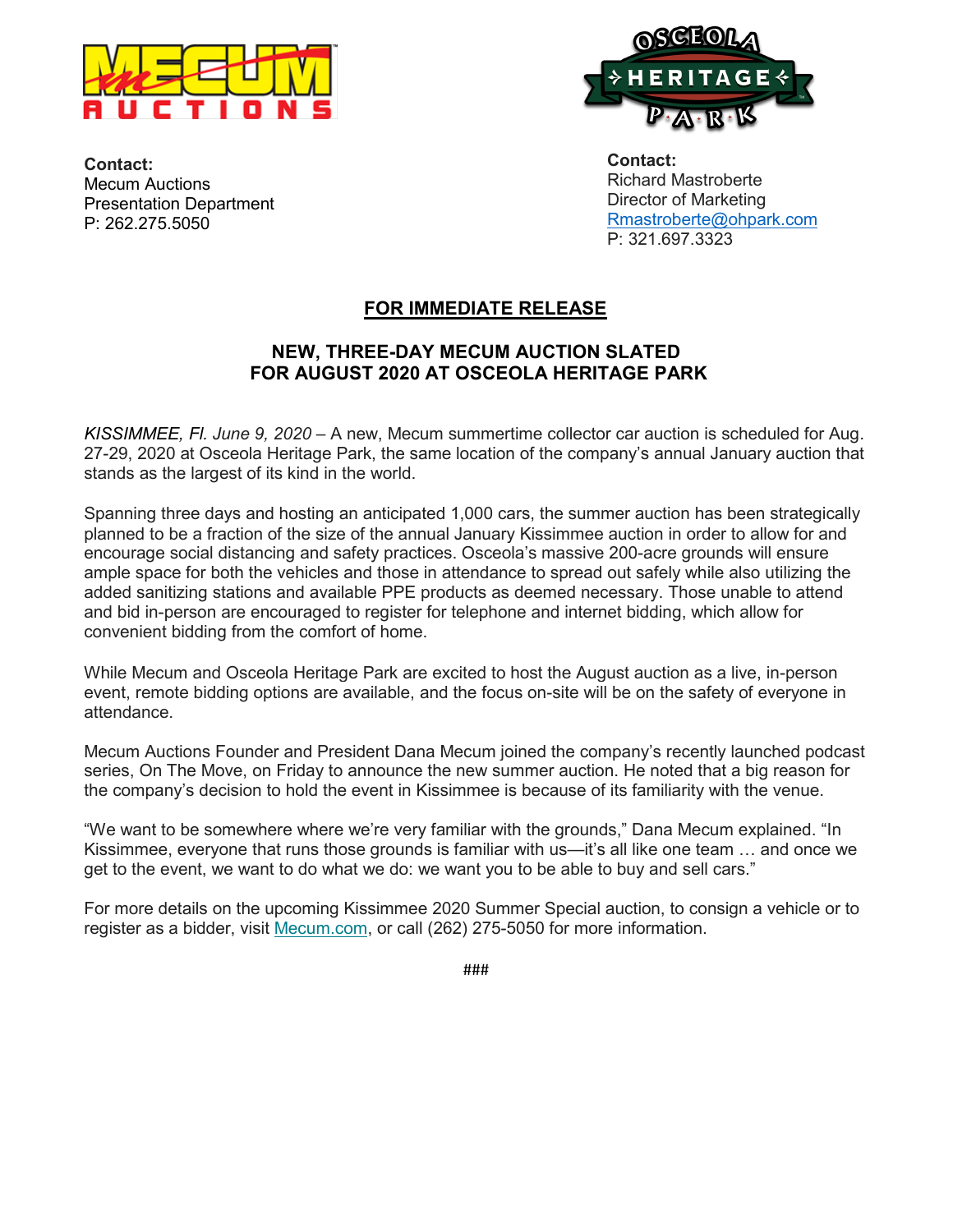**Contact:**
Mecum Auctions
Presentation Department
P: 262.275.5050

**Contact:**
Richard Mastroberte
Director of Marketing
Rmastroberte@ohpark.com
P: 321.697.3323

**FOR IMMEDIATE RELEASE**

## NEW, THREE-DAY MECUM AUCTION SLATED FOR AUGUST 2020 AT OSCEOLA HERITAGE PARK

*KISSIMMEE, Fl. June 9, 2020* – A new, Mecum summertime collector car auction is scheduled for Aug. 27-29, 2020 at Osceola Heritage Park, the same location of the company's annual January auction that stands as the largest of its kind in the world.

Spanning three days and hosting an anticipated 1,000 cars, the summer auction has been strategically planned to be a fraction of the size of the annual January Kissimmee auction in order to allow for and encourage social distancing and safety practices. Osceola's massive 200-acre grounds will ensure ample space for both the vehicles and those in attendance to spread out safely while also utilizing the added sanitizing stations and available PPE products as deemed necessary. Those unable to attend and bid in-person are encouraged to register for telephone and internet bidding, which allow for convenient bidding from the comfort of home.

While Mecum and Osceola Heritage Park are excited to host the August auction as a live, in-person event, remote bidding options are available, and the focus on-site will be on the safety of everyone in attendance.

Mecum Auctions Founder and President Dana Mecum joined the company's recently launched podcast series, On The Move, on Friday to announce the new summer auction. He noted that a big reason for the company's decision to hold the event in Kissimmee is because of its familiarity with the venue.

"We want to be somewhere where we're very familiar with the grounds," Dana Mecum explained. "In Kissimmee, everyone that runs those grounds is familiar with us—it's all like one team … and once we get to the event, we want to do what we do: we want you to be able to buy and sell cars."

For more details on the upcoming Kissimmee 2020 Summer Special auction, to consign a vehicle or to register as a bidder, visit Mecum.com, or call (262) 275-5050 for more information.

###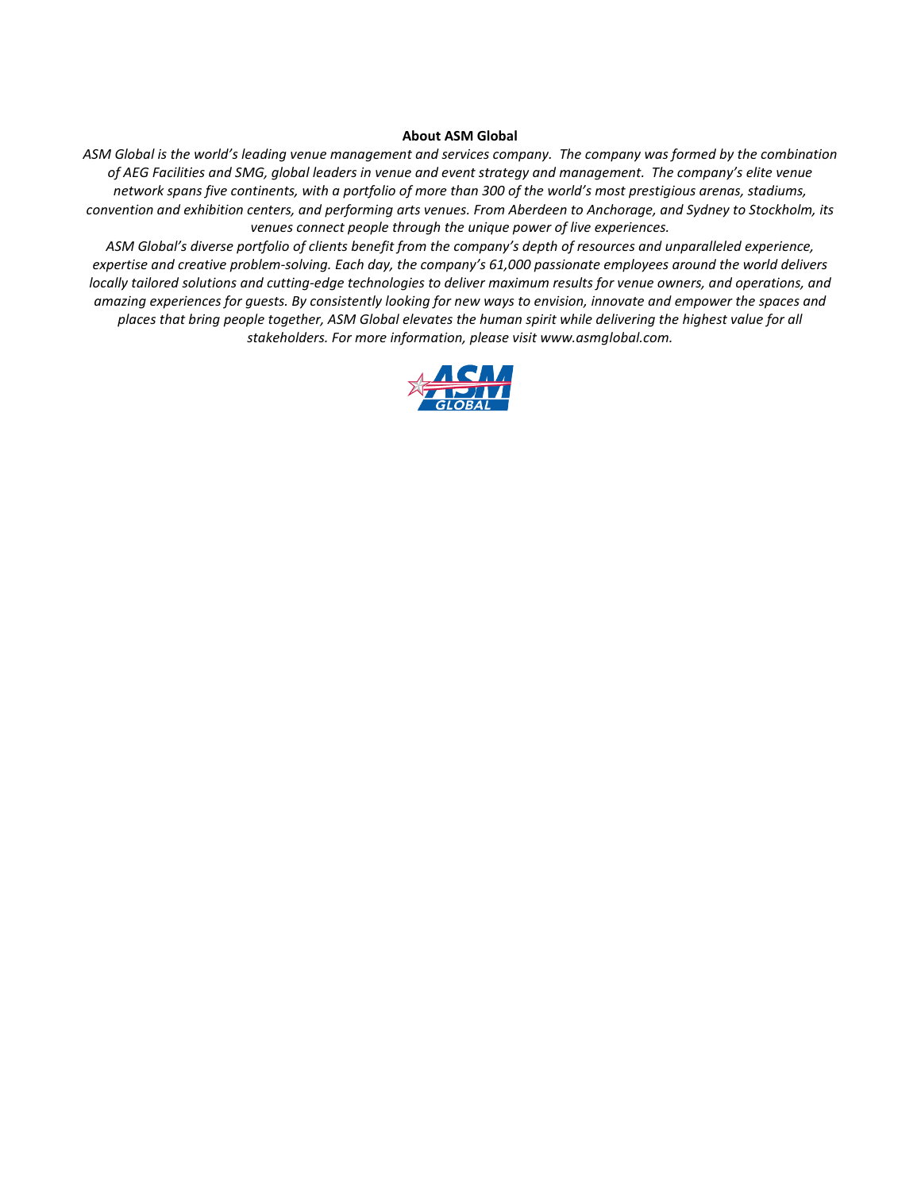**About ASM Global**

*ASM Global is the world's leading venue management and services company. The company was formed by the combination of AEG Facilities and SMG, global leaders in venue and event strategy and management. The company's elite venue network spans five continents, with a portfolio of more than 300 of the world's most prestigious arenas, stadiums, convention and exhibition centers, and performing arts venues. From Aberdeen to Anchorage, and Sydney to Stockholm, its venues connect people through the unique power of live experiences.*

*ASM Global's diverse portfolio of clients benefit from the company's depth of resources and unparalleled experience, expertise and creative problem-solving. Each day, the company's 61,000 passionate employees around the world delivers locally tailored solutions and cutting-edge technologies to deliver maximum results for venue owners, and operations, and amazing experiences for guests. By consistently looking for new ways to envision, innovate and empower the spaces and places that bring people together, ASM Global elevates the human spirit while delivering the highest value for all stakeholders. For more information, please visit www.asmglobal.com.*